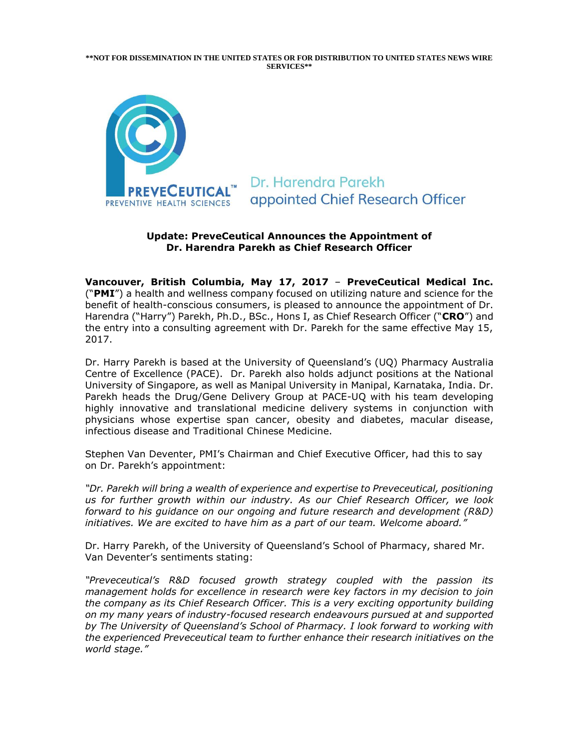**NOT FOR DISSEMINATION IN THE UNITED STATES OR FOR DISTRIBUTION TO UNITED STATES NEWS WIRE SERVICES**

PREVECEUTICAL™
PREVENTIVE HEALTH SCIENCES

Dr. Harendra Parekh appointed Chief Research Officer

## Update: PreveCeutical Announces the Appointment of Dr. Harendra Parekh as Chief Research Officer

**Vancouver, British Columbia, May 17, 2017** – **PreveCeutical Medical Inc.** ("**PMI**") a health and wellness company focused on utilizing nature and science for the benefit of health-conscious consumers, is pleased to announce the appointment of Dr. Harendra ("Harry") Parekh, Ph.D., BSc., Hons I, as Chief Research Officer ("**CRO**") and the entry into a consulting agreement with Dr. Parekh for the same effective May 15, 2017.

Dr. Harry Parekh is based at the University of Queensland's (UQ) Pharmacy Australia Centre of Excellence (PACE). Dr. Parekh also holds adjunct positions at the National University of Singapore, as well as Manipal University in Manipal, Karnataka, India. Dr. Parekh heads the Drug/Gene Delivery Group at PACE-UQ with his team developing highly innovative and translational medicine delivery systems in conjunction with physicians whose expertise span cancer, obesity and diabetes, macular disease, infectious disease and Traditional Chinese Medicine.

Stephen Van Deventer, PMI's Chairman and Chief Executive Officer, had this to say on Dr. Parekh's appointment:

*"Dr. Parekh will bring a wealth of experience and expertise to Preveceutical, positioning us for further growth within our industry. As our Chief Research Officer, we look forward to his guidance on our ongoing and future research and development (R&D) initiatives. We are excited to have him as a part of our team. Welcome aboard."*

Dr. Harry Parekh, of the University of Queensland's School of Pharmacy, shared Mr. Van Deventer's sentiments stating:

*"Preveceutical's R&D focused growth strategy coupled with the passion its management holds for excellence in research were key factors in my decision to join the company as its Chief Research Officer. This is a very exciting opportunity building on my many years of industry-focused research endeavours pursued at and supported by The University of Queensland's School of Pharmacy. I look forward to working with the experienced Preveceutical team to further enhance their research initiatives on the world stage."*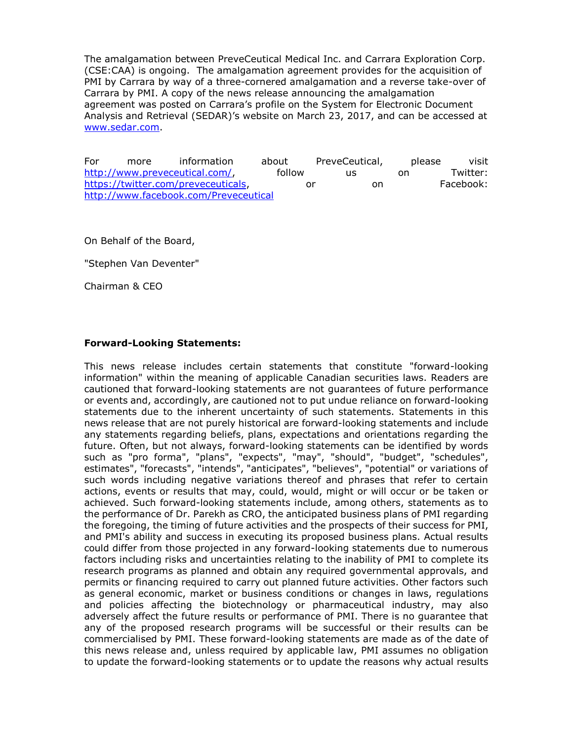The amalgamation between PreveCeutical Medical Inc. and Carrara Exploration Corp. (CSE:CAA) is ongoing. The amalgamation agreement provides for the acquisition of PMI by Carrara by way of a three-cornered amalgamation and a reverse take-over of Carrara by PMI. A copy of the news release announcing the amalgamation agreement was posted on Carrara's profile on the System for Electronic Document Analysis and Retrieval (SEDAR)'s website on March 23, 2017, and can be accessed at [www.sedar.com](www.sedar.com).

For more information about PreveCeutical, please visit [http://www.preveceutical.com/](http://www.preveceutical.com/), follow us on Twitter: [https://twitter.com/preveceuticals](https://twitter.com/preveceuticals), or on Facebook: [http://www.facebook.com/Preveceutical](http://www.facebook.com/Preveceutical)

On Behalf of the Board,

"Stephen Van Deventer"

Chairman & CEO

**Forward-Looking Statements:**

This news release includes certain statements that constitute "forward-looking information" within the meaning of applicable Canadian securities laws. Readers are cautioned that forward-looking statements are not guarantees of future performance or events and, accordingly, are cautioned not to put undue reliance on forward-looking statements due to the inherent uncertainty of such statements. Statements in this news release that are not purely historical are forward-looking statements and include any statements regarding beliefs, plans, expectations and orientations regarding the future. Often, but not always, forward-looking statements can be identified by words such as "pro forma", "plans", "expects", "may", "should", "budget", "schedules", estimates", "forecasts", "intends", "anticipates", "believes", "potential" or variations of such words including negative variations thereof and phrases that refer to certain actions, events or results that may, could, would, might or will occur or be taken or achieved. Such forward-looking statements include, among others, statements as to the performance of Dr. Parekh as CRO, the anticipated business plans of PMI regarding the foregoing, the timing of future activities and the prospects of their success for PMI, and PMI's ability and success in executing its proposed business plans. Actual results could differ from those projected in any forward-looking statements due to numerous factors including risks and uncertainties relating to the inability of PMI to complete its research programs as planned and obtain any required governmental approvals, and permits or financing required to carry out planned future activities. Other factors such as general economic, market or business conditions or changes in laws, regulations and policies affecting the biotechnology or pharmaceutical industry, may also adversely affect the future results or performance of PMI. There is no guarantee that any of the proposed research programs will be successful or their results can be commercialised by PMI. These forward-looking statements are made as of the date of this news release and, unless required by applicable law, PMI assumes no obligation to update the forward-looking statements or to update the reasons why actual results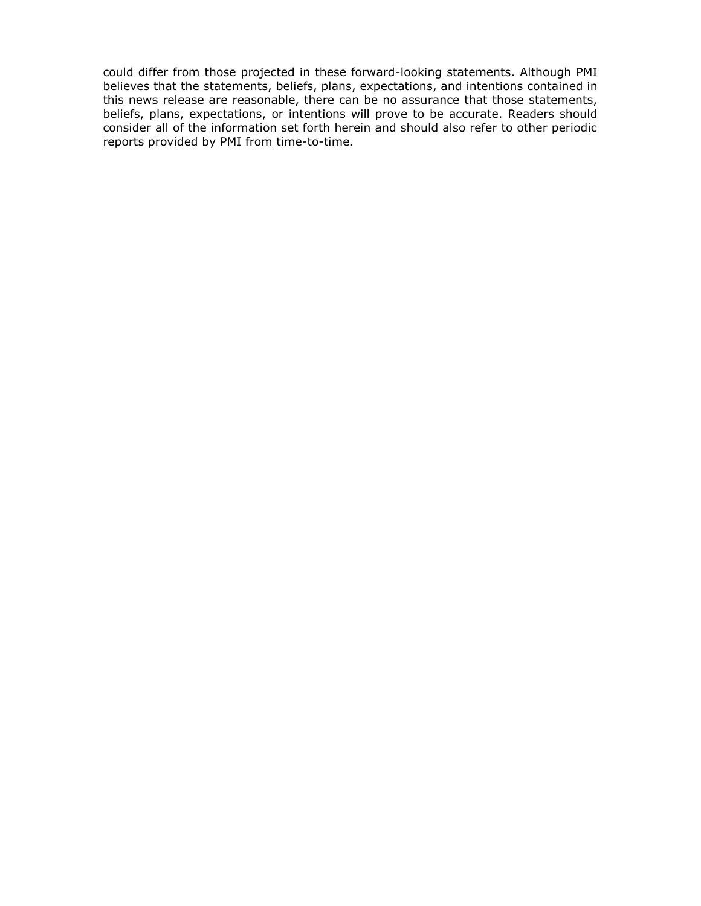could differ from those projected in these forward-looking statements. Although PMI believes that the statements, beliefs, plans, expectations, and intentions contained in this news release are reasonable, there can be no assurance that those statements, beliefs, plans, expectations, or intentions will prove to be accurate. Readers should consider all of the information set forth herein and should also refer to other periodic reports provided by PMI from time-to-time.